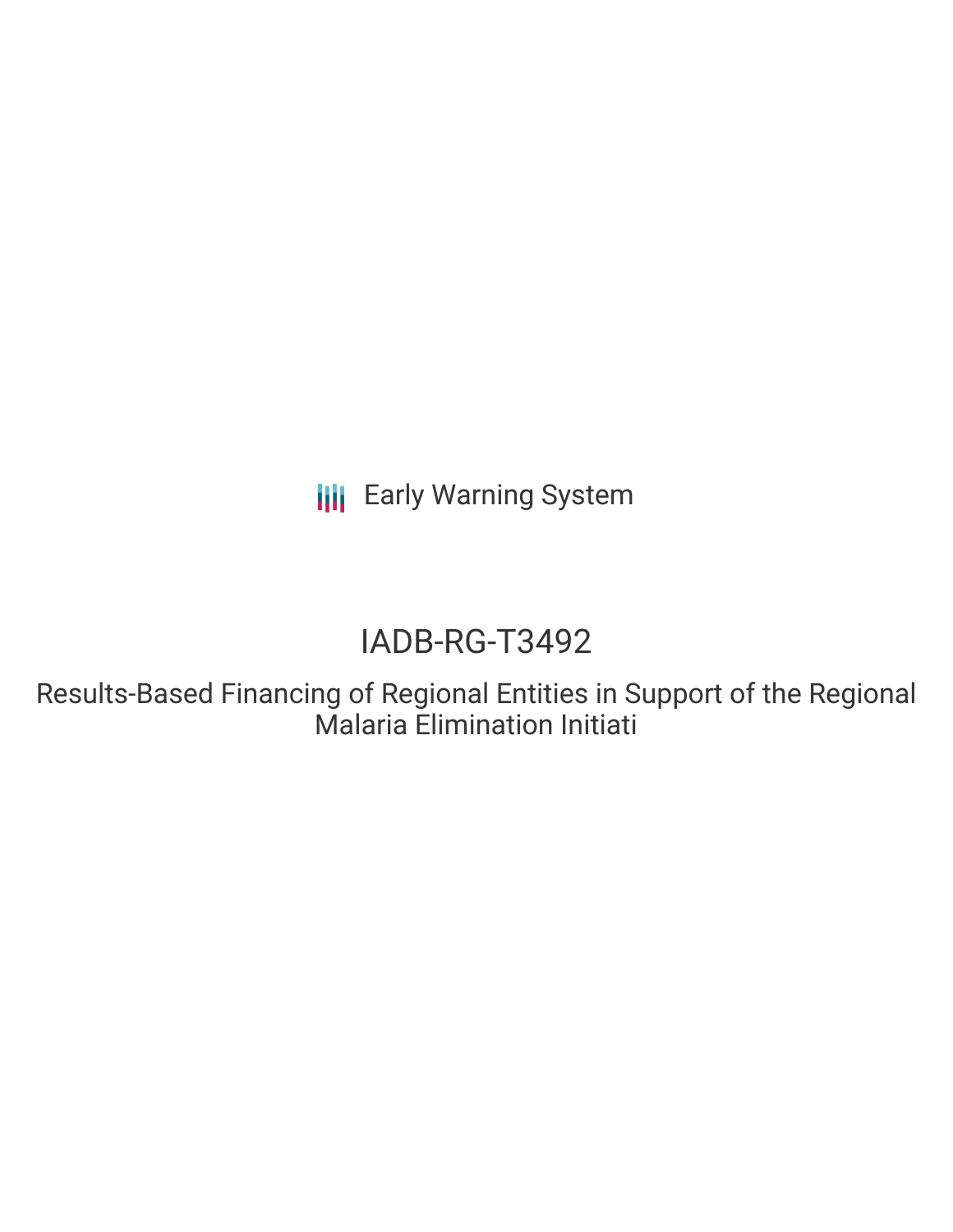Early Warning System

# IADB-RG-T3492

## Results-Based Financing of Regional Entities in Support of the Regional Malaria Elimination Initiati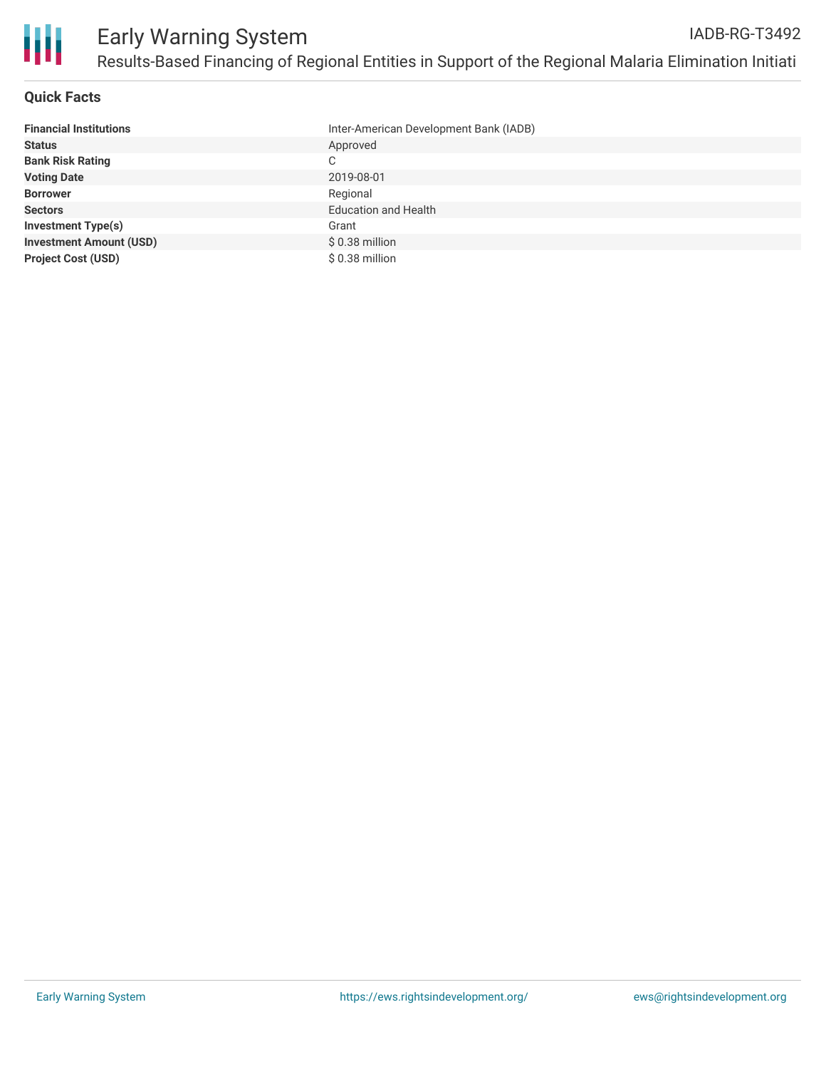## Quick Facts

| | |
|---|---|
| **Financial Institutions** | Inter-American Development Bank (IADB) |
| **Status** | Approved |
| **Bank Risk Rating** | C |
| **Voting Date** | 2019-08-01 |
| **Borrower** | Regional |
| **Sectors** | Education and Health |
| **Investment Type(s)** | Grant |
| **Investment Amount (USD)** | $ 0.38 million |
| **Project Cost (USD)** | $ 0.38 million |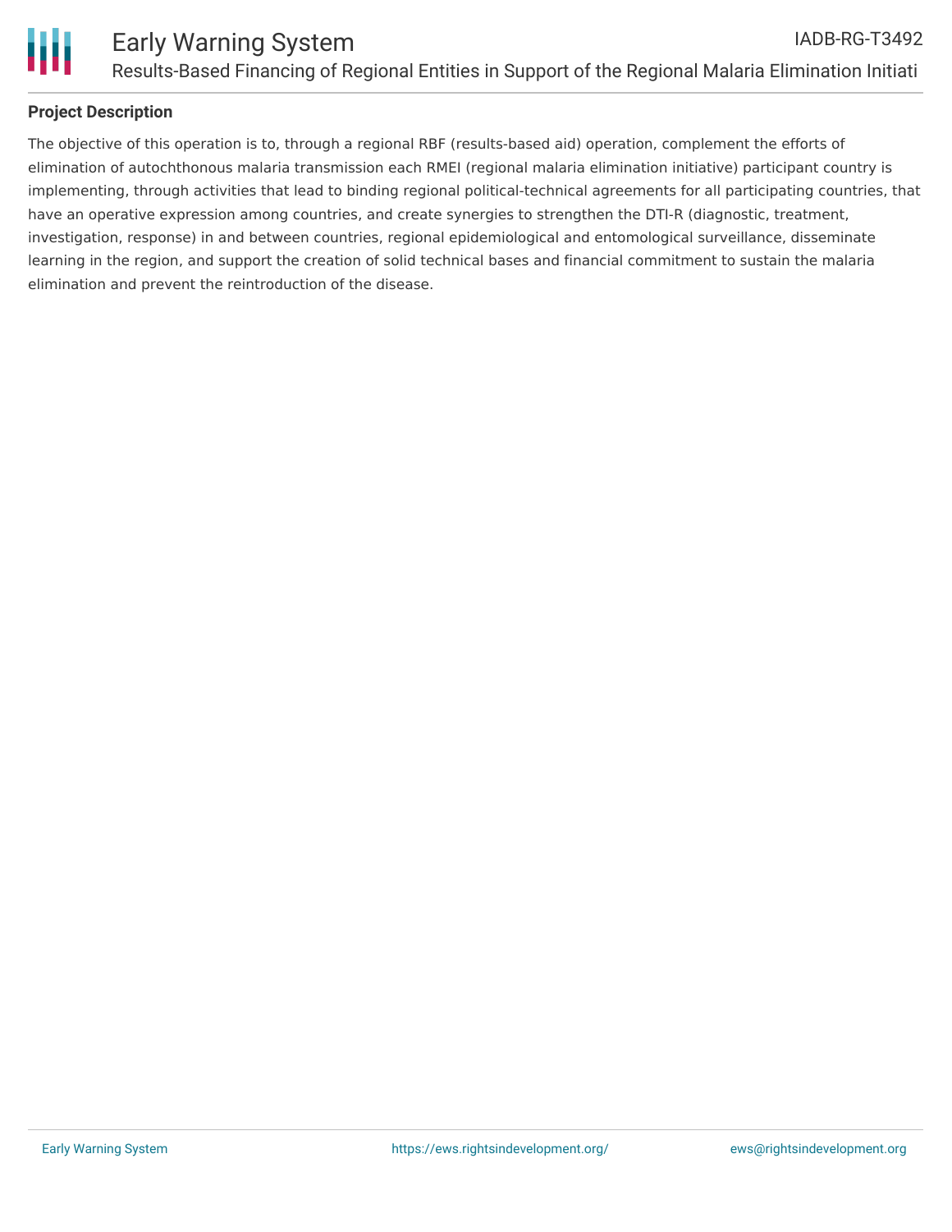## Project Description

The objective of this operation is to, through a regional RBF (results-based aid) operation, complement the efforts of elimination of autochthonous malaria transmission each RMEI (regional malaria elimination initiative) participant country is implementing, through activities that lead to binding regional political-technical agreements for all participating countries, that have an operative expression among countries, and create synergies to strengthen the DTI-R (diagnostic, treatment, investigation, response) in and between countries, regional epidemiological and entomological surveillance, disseminate learning in the region, and support the creation of solid technical bases and financial commitment to sustain the malaria elimination and prevent the reintroduction of the disease.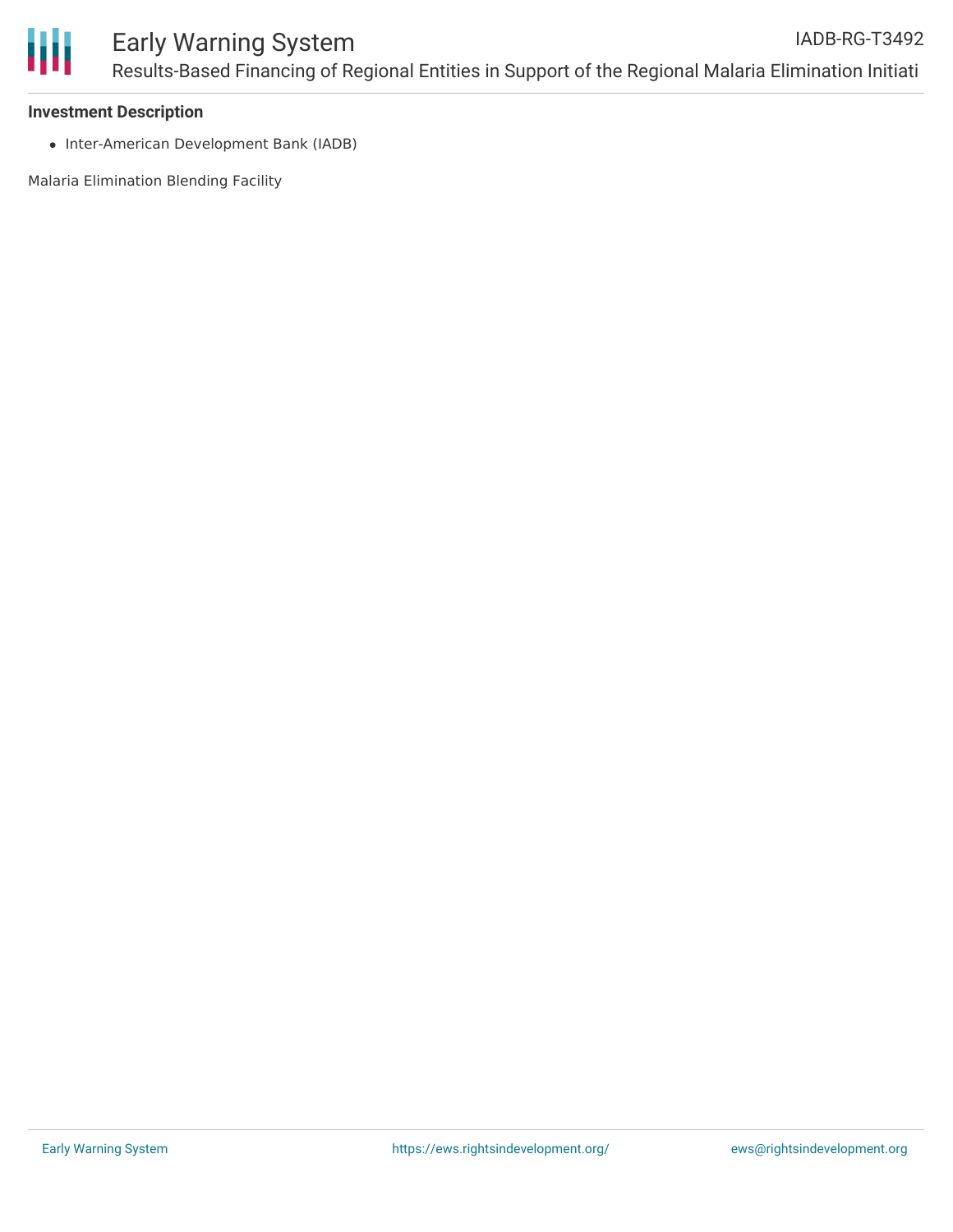**Investment Description**

- Inter-American Development Bank (IADB)

Malaria Elimination Blending Facility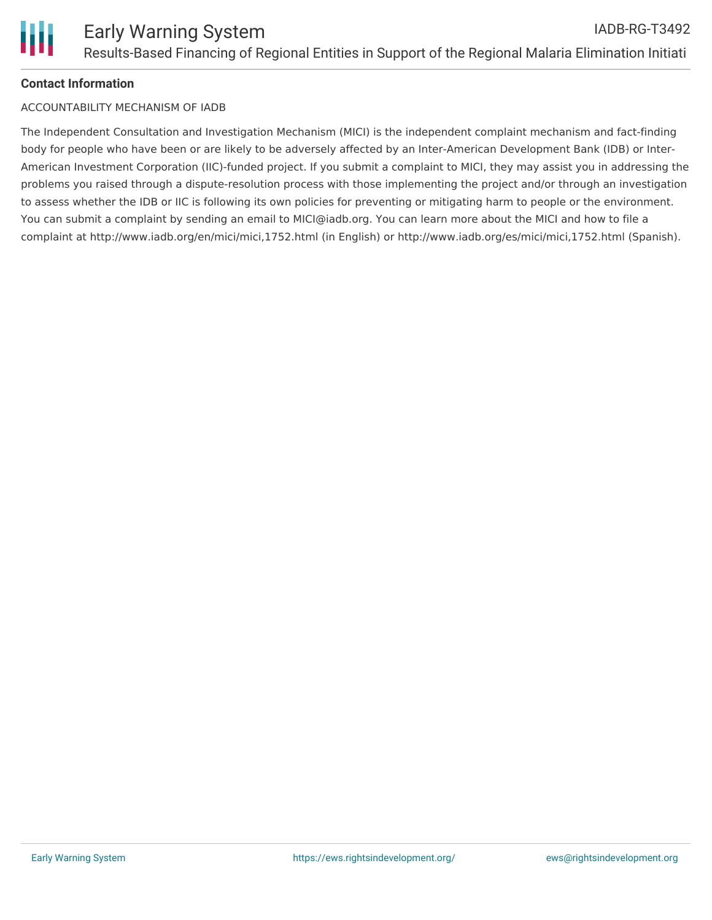**Contact Information**

ACCOUNTABILITY MECHANISM OF IADB

The Independent Consultation and Investigation Mechanism (MICI) is the independent complaint mechanism and fact-finding body for people who have been or are likely to be adversely affected by an Inter-American Development Bank (IDB) or Inter-American Investment Corporation (IIC)-funded project. If you submit a complaint to MICI, they may assist you in addressing the problems you raised through a dispute-resolution process with those implementing the project and/or through an investigation to assess whether the IDB or IIC is following its own policies for preventing or mitigating harm to people or the environment. You can submit a complaint by sending an email to MICI@iadb.org. You can learn more about the MICI and how to file a complaint at http://www.iadb.org/en/mici/mici,1752.html (in English) or http://www.iadb.org/es/mici/mici,1752.html (Spanish).